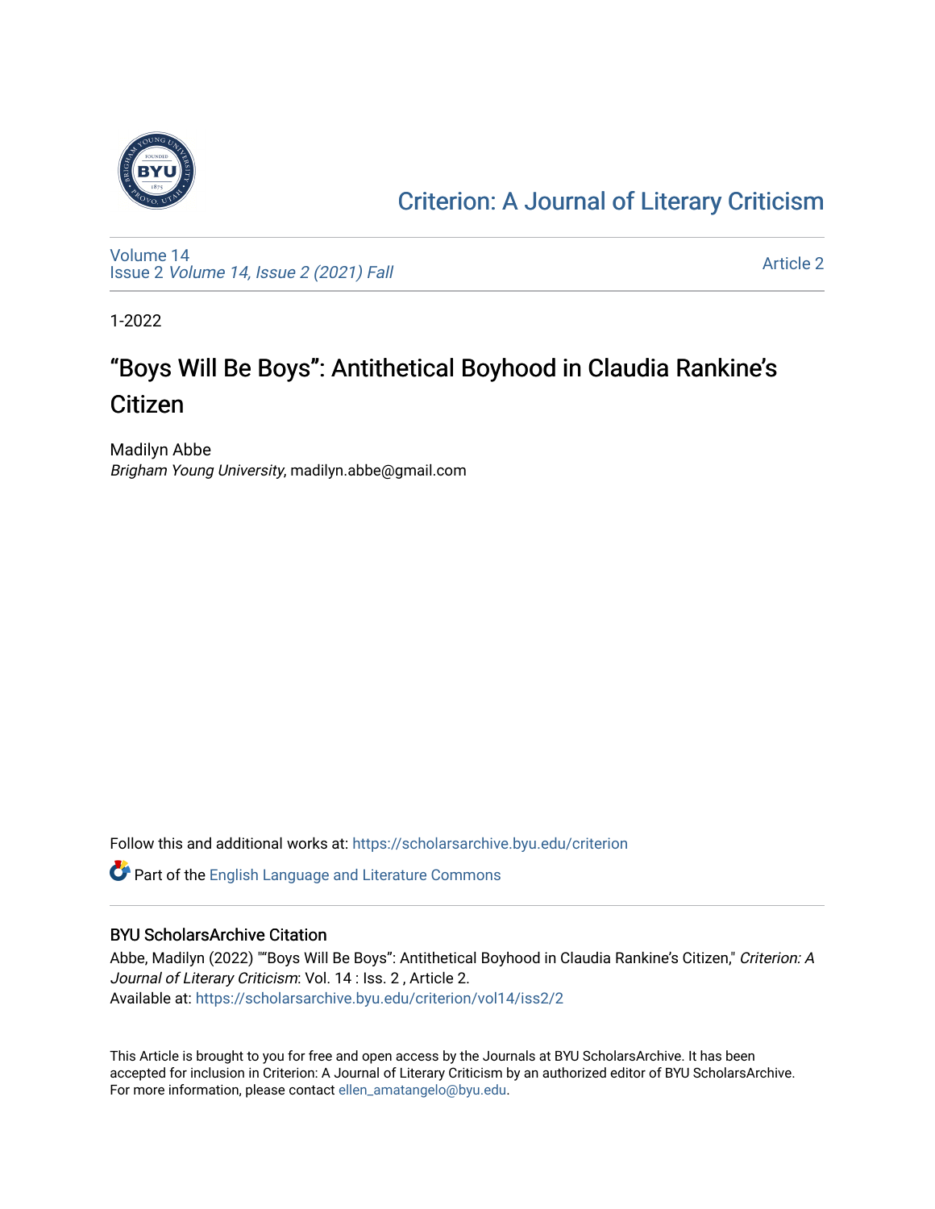# Criterion: A Journal of Literary Criticism

Volume 14
Issue 2 *Volume 14, Issue 2 (2021) Fall*

Article 2

1-2022

## “Boys Will Be Boys”: Antithetical Boyhood in Claudia Rankine’s Citizen

Madilyn Abbe
*Brigham Young University*, madilyn.abbe@gmail.com

Follow this and additional works at: https://scholarsarchive.byu.edu/criterion

Part of the English Language and Literature Commons

### BYU ScholarsArchive Citation

Abbe, Madilyn (2022) "“Boys Will Be Boys”: Antithetical Boyhood in Claudia Rankine’s Citizen," *Criterion: A Journal of Literary Criticism*: Vol. 14 : Iss. 2 , Article 2.
Available at: https://scholarsarchive.byu.edu/criterion/vol14/iss2/2

This Article is brought to you for free and open access by the Journals at BYU ScholarsArchive. It has been accepted for inclusion in Criterion: A Journal of Literary Criticism by an authorized editor of BYU ScholarsArchive. For more information, please contact ellen_amatangelo@byu.edu.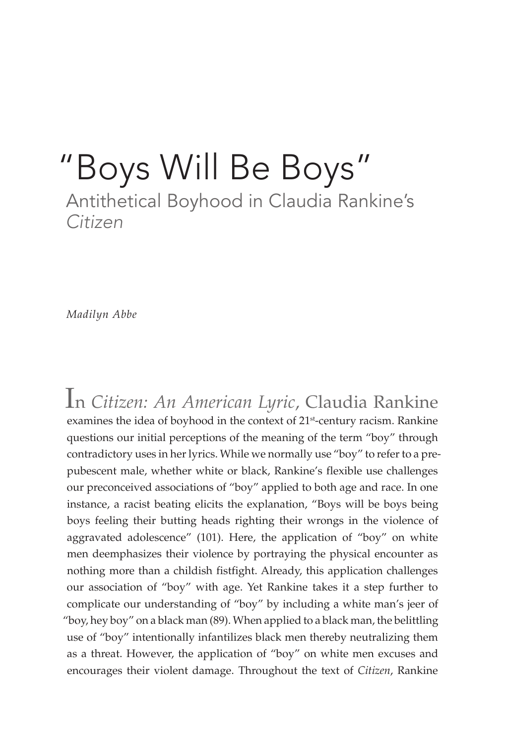# "Boys Will Be Boys"

## Antithetical Boyhood in Claudia Rankine's *Citizen*

*Madilyn Abbe*

In *Citizen: An American Lyric*, Claudia Rankine examines the idea of boyhood in the context of 21st-century racism. Rankine questions our initial perceptions of the meaning of the term "boy" through contradictory uses in her lyrics. While we normally use "boy" to refer to a prepubescent male, whether white or black, Rankine's flexible use challenges our preconceived associations of "boy" applied to both age and race. In one instance, a racist beating elicits the explanation, "Boys will be boys being boys feeling their butting heads righting their wrongs in the violence of aggravated adolescence" (101). Here, the application of "boy" on white men deemphasizes their violence by portraying the physical encounter as nothing more than a childish fistfight. Already, this application challenges our association of "boy" with age. Yet Rankine takes it a step further to complicate our understanding of "boy" by including a white man's jeer of "boy, hey boy" on a black man (89). When applied to a black man, the belittling use of "boy" intentionally infantilizes black men thereby neutralizing them as a threat. However, the application of "boy" on white men excuses and encourages their violent damage. Throughout the text of *Citizen*, Rankine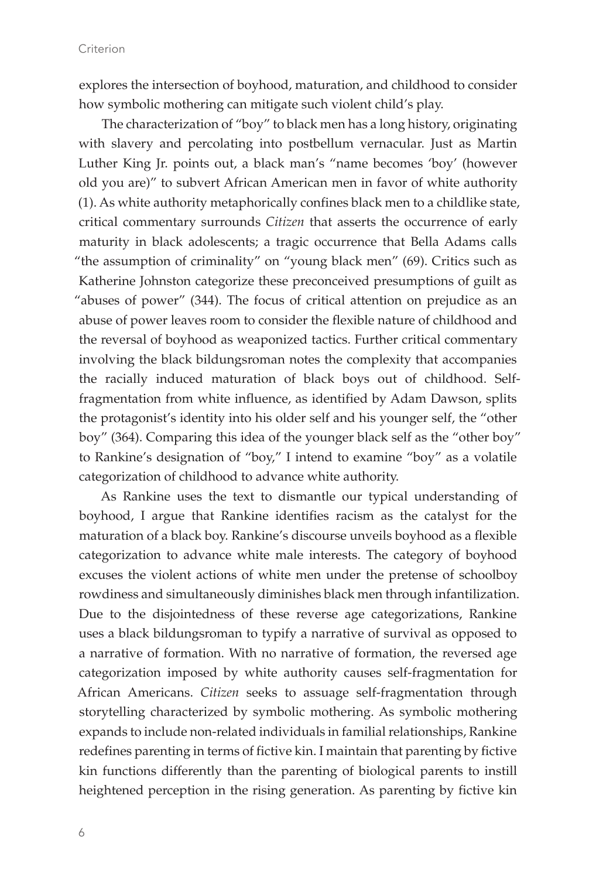explores the intersection of boyhood, maturation, and childhood to consider how symbolic mothering can mitigate such violent child's play.

The characterization of "boy" to black men has a long history, originating with slavery and percolating into postbellum vernacular. Just as Martin Luther King Jr. points out, a black man's "name becomes 'boy' (however old you are)" to subvert African American men in favor of white authority (1). As white authority metaphorically confines black men to a childlike state, critical commentary surrounds *Citizen* that asserts the occurrence of early maturity in black adolescents; a tragic occurrence that Bella Adams calls "the assumption of criminality" on "young black men" (69). Critics such as Katherine Johnston categorize these preconceived presumptions of guilt as "abuses of power" (344). The focus of critical attention on prejudice as an abuse of power leaves room to consider the flexible nature of childhood and the reversal of boyhood as weaponized tactics. Further critical commentary involving the black bildungsroman notes the complexity that accompanies the racially induced maturation of black boys out of childhood. Self-fragmentation from white influence, as identified by Adam Dawson, splits the protagonist's identity into his older self and his younger self, the "other boy" (364). Comparing this idea of the younger black self as the "other boy" to Rankine's designation of "boy," I intend to examine "boy" as a volatile categorization of childhood to advance white authority.

As Rankine uses the text to dismantle our typical understanding of boyhood, I argue that Rankine identifies racism as the catalyst for the maturation of a black boy. Rankine's discourse unveils boyhood as a flexible categorization to advance white male interests. The category of boyhood excuses the violent actions of white men under the pretense of schoolboy rowdiness and simultaneously diminishes black men through infantilization. Due to the disjointedness of these reverse age categorizations, Rankine uses a black bildungsroman to typify a narrative of survival as opposed to a narrative of formation. With no narrative of formation, the reversed age categorization imposed by white authority causes self-fragmentation for African Americans. *Citizen* seeks to assuage self-fragmentation through storytelling characterized by symbolic mothering. As symbolic mothering expands to include non-related individuals in familial relationships, Rankine redefines parenting in terms of fictive kin. I maintain that parenting by fictive kin functions differently than the parenting of biological parents to instill heightened perception in the rising generation. As parenting by fictive kin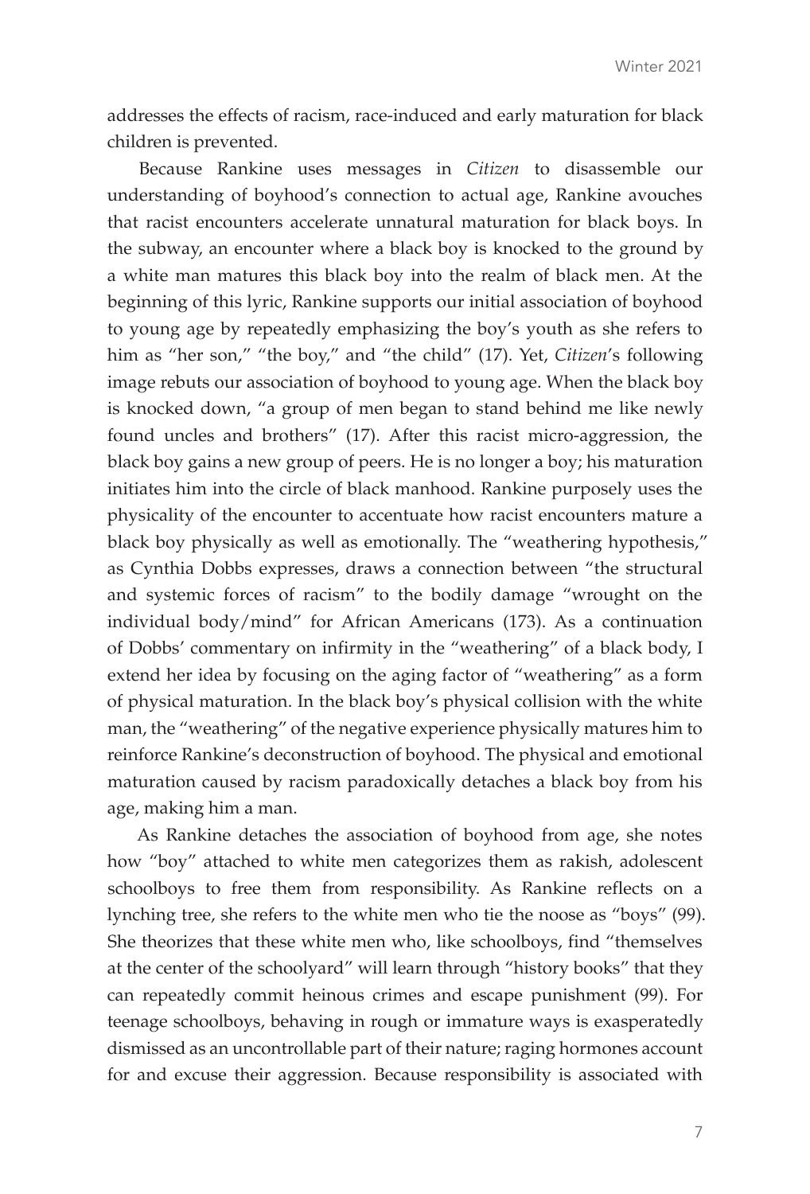addresses the effects of racism, race-induced and early maturation for black children is prevented.

Because Rankine uses messages in *Citizen* to disassemble our understanding of boyhood's connection to actual age, Rankine avouches that racist encounters accelerate unnatural maturation for black boys. In the subway, an encounter where a black boy is knocked to the ground by a white man matures this black boy into the realm of black men. At the beginning of this lyric, Rankine supports our initial association of boyhood to young age by repeatedly emphasizing the boy's youth as she refers to him as "her son," "the boy," and "the child" (17). Yet, *Citizen*'s following image rebuts our association of boyhood to young age. When the black boy is knocked down, "a group of men began to stand behind me like newly found uncles and brothers" (17). After this racist micro-aggression, the black boy gains a new group of peers. He is no longer a boy; his maturation initiates him into the circle of black manhood. Rankine purposely uses the physicality of the encounter to accentuate how racist encounters mature a black boy physically as well as emotionally. The "weathering hypothesis," as Cynthia Dobbs expresses, draws a connection between "the structural and systemic forces of racism" to the bodily damage "wrought on the individual body/mind" for African Americans (173). As a continuation of Dobbs' commentary on infirmity in the "weathering" of a black body, I extend her idea by focusing on the aging factor of "weathering" as a form of physical maturation. In the black boy's physical collision with the white man, the "weathering" of the negative experience physically matures him to reinforce Rankine's deconstruction of boyhood. The physical and emotional maturation caused by racism paradoxically detaches a black boy from his age, making him a man.

As Rankine detaches the association of boyhood from age, she notes how "boy" attached to white men categorizes them as rakish, adolescent schoolboys to free them from responsibility. As Rankine reflects on a lynching tree, she refers to the white men who tie the noose as "boys" (99). She theorizes that these white men who, like schoolboys, find "themselves at the center of the schoolyard" will learn through "history books" that they can repeatedly commit heinous crimes and escape punishment (99). For teenage schoolboys, behaving in rough or immature ways is exasperatedly dismissed as an uncontrollable part of their nature; raging hormones account for and excuse their aggression. Because responsibility is associated with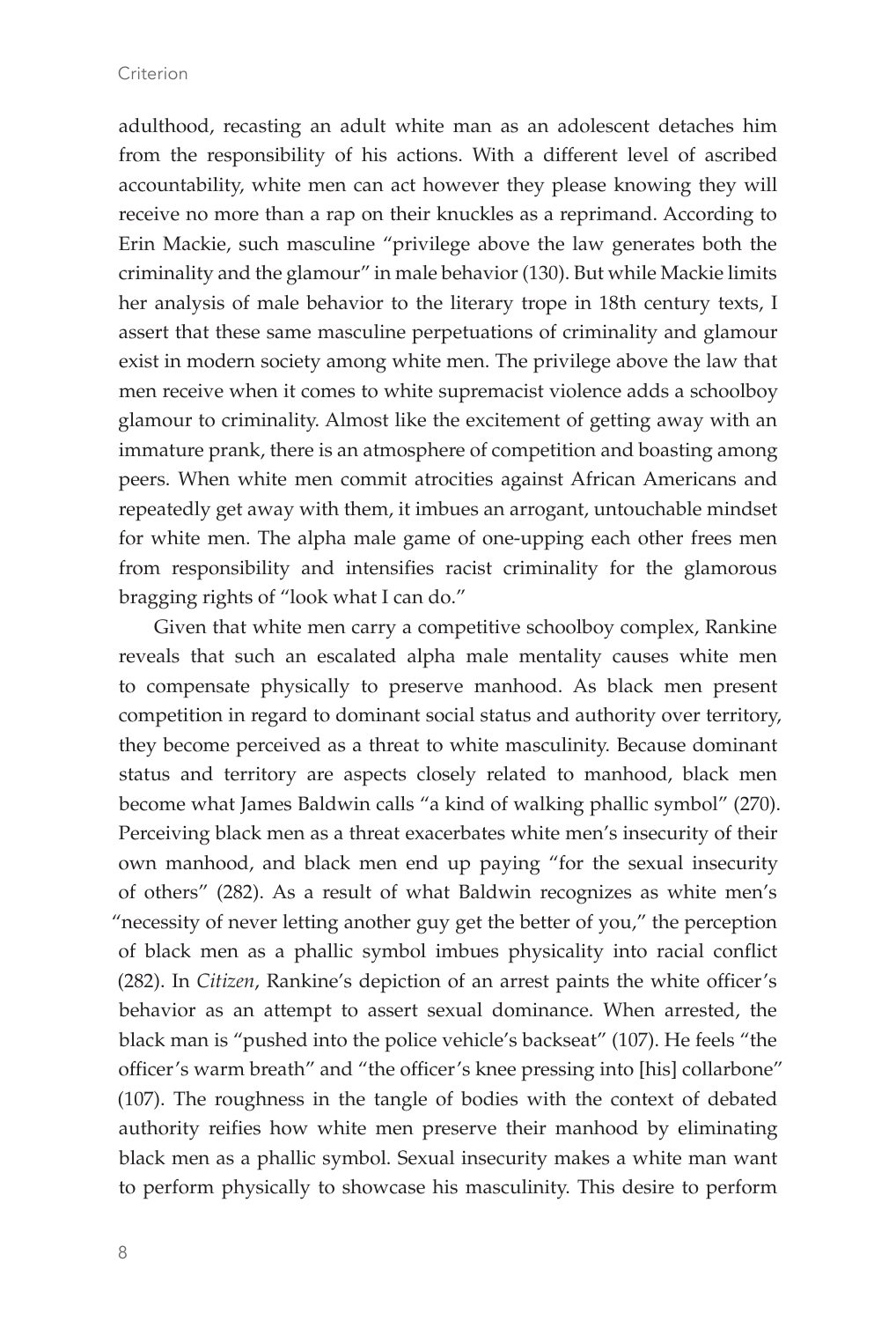adulthood, recasting an adult white man as an adolescent detaches him from the responsibility of his actions. With a different level of ascribed accountability, white men can act however they please knowing they will receive no more than a rap on their knuckles as a reprimand. According to Erin Mackie, such masculine "privilege above the law generates both the criminality and the glamour" in male behavior (130). But while Mackie limits her analysis of male behavior to the literary trope in 18th century texts, I assert that these same masculine perpetuations of criminality and glamour exist in modern society among white men. The privilege above the law that men receive when it comes to white supremacist violence adds a schoolboy glamour to criminality. Almost like the excitement of getting away with an immature prank, there is an atmosphere of competition and boasting among peers. When white men commit atrocities against African Americans and repeatedly get away with them, it imbues an arrogant, untouchable mindset for white men. The alpha male game of one-upping each other frees men from responsibility and intensifies racist criminality for the glamorous bragging rights of "look what I can do."

Given that white men carry a competitive schoolboy complex, Rankine reveals that such an escalated alpha male mentality causes white men to compensate physically to preserve manhood. As black men present competition in regard to dominant social status and authority over territory, they become perceived as a threat to white masculinity. Because dominant status and territory are aspects closely related to manhood, black men become what James Baldwin calls "a kind of walking phallic symbol" (270). Perceiving black men as a threat exacerbates white men's insecurity of their own manhood, and black men end up paying "for the sexual insecurity of others" (282). As a result of what Baldwin recognizes as white men's "necessity of never letting another guy get the better of you," the perception of black men as a phallic symbol imbues physicality into racial conflict (282). In *Citizen*, Rankine's depiction of an arrest paints the white officer's behavior as an attempt to assert sexual dominance. When arrested, the black man is "pushed into the police vehicle's backseat" (107). He feels "the officer's warm breath" and "the officer's knee pressing into [his] collarbone" (107). The roughness in the tangle of bodies with the context of debated authority reifies how white men preserve their manhood by eliminating black men as a phallic symbol. Sexual insecurity makes a white man want to perform physically to showcase his masculinity. This desire to perform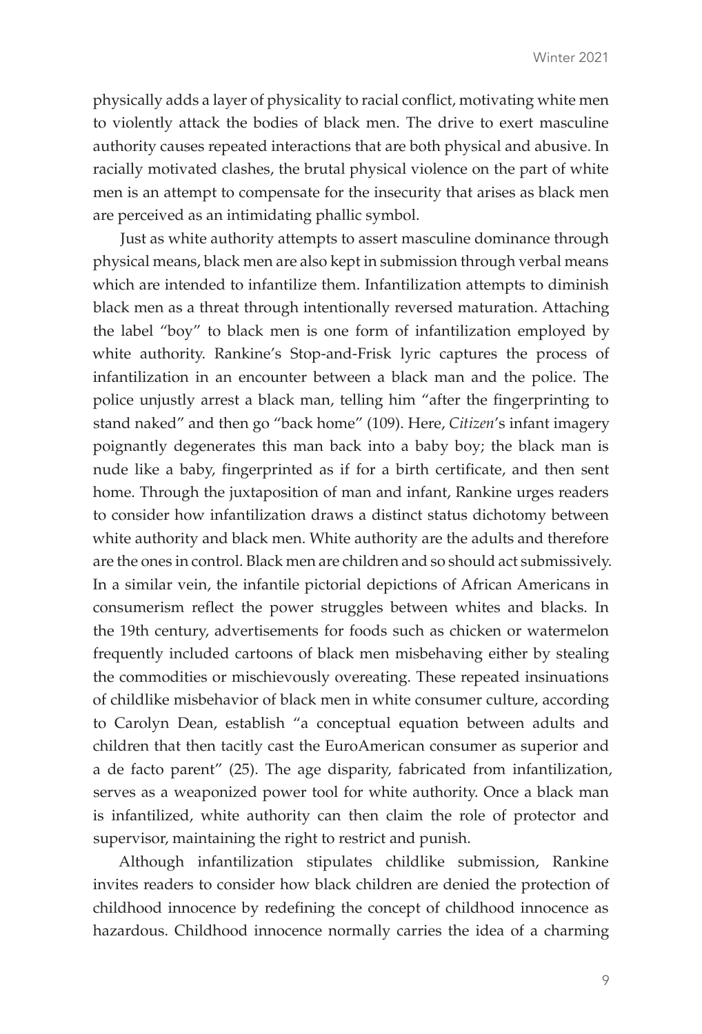physically adds a layer of physicality to racial conflict, motivating white men to violently attack the bodies of black men. The drive to exert masculine authority causes repeated interactions that are both physical and abusive. In racially motivated clashes, the brutal physical violence on the part of white men is an attempt to compensate for the insecurity that arises as black men are perceived as an intimidating phallic symbol.

Just as white authority attempts to assert masculine dominance through physical means, black men are also kept in submission through verbal means which are intended to infantilize them. Infantilization attempts to diminish black men as a threat through intentionally reversed maturation. Attaching the label "boy" to black men is one form of infantilization employed by white authority. Rankine's Stop-and-Frisk lyric captures the process of infantilization in an encounter between a black man and the police. The police unjustly arrest a black man, telling him "after the fingerprinting to stand naked" and then go "back home" (109). Here, *Citizen*'s infant imagery poignantly degenerates this man back into a baby boy; the black man is nude like a baby, fingerprinted as if for a birth certificate, and then sent home. Through the juxtaposition of man and infant, Rankine urges readers to consider how infantilization draws a distinct status dichotomy between white authority and black men. White authority are the adults and therefore are the ones in control. Black men are children and so should act submissively. In a similar vein, the infantile pictorial depictions of African Americans in consumerism reflect the power struggles between whites and blacks. In the 19th century, advertisements for foods such as chicken or watermelon frequently included cartoons of black men misbehaving either by stealing the commodities or mischievously overeating. These repeated insinuations of childlike misbehavior of black men in white consumer culture, according to Carolyn Dean, establish "a conceptual equation between adults and children that then tacitly cast the EuroAmerican consumer as superior and a de facto parent" (25). The age disparity, fabricated from infantilization, serves as a weaponized power tool for white authority. Once a black man is infantilized, white authority can then claim the role of protector and supervisor, maintaining the right to restrict and punish.

Although infantilization stipulates childlike submission, Rankine invites readers to consider how black children are denied the protection of childhood innocence by redefining the concept of childhood innocence as hazardous. Childhood innocence normally carries the idea of a charming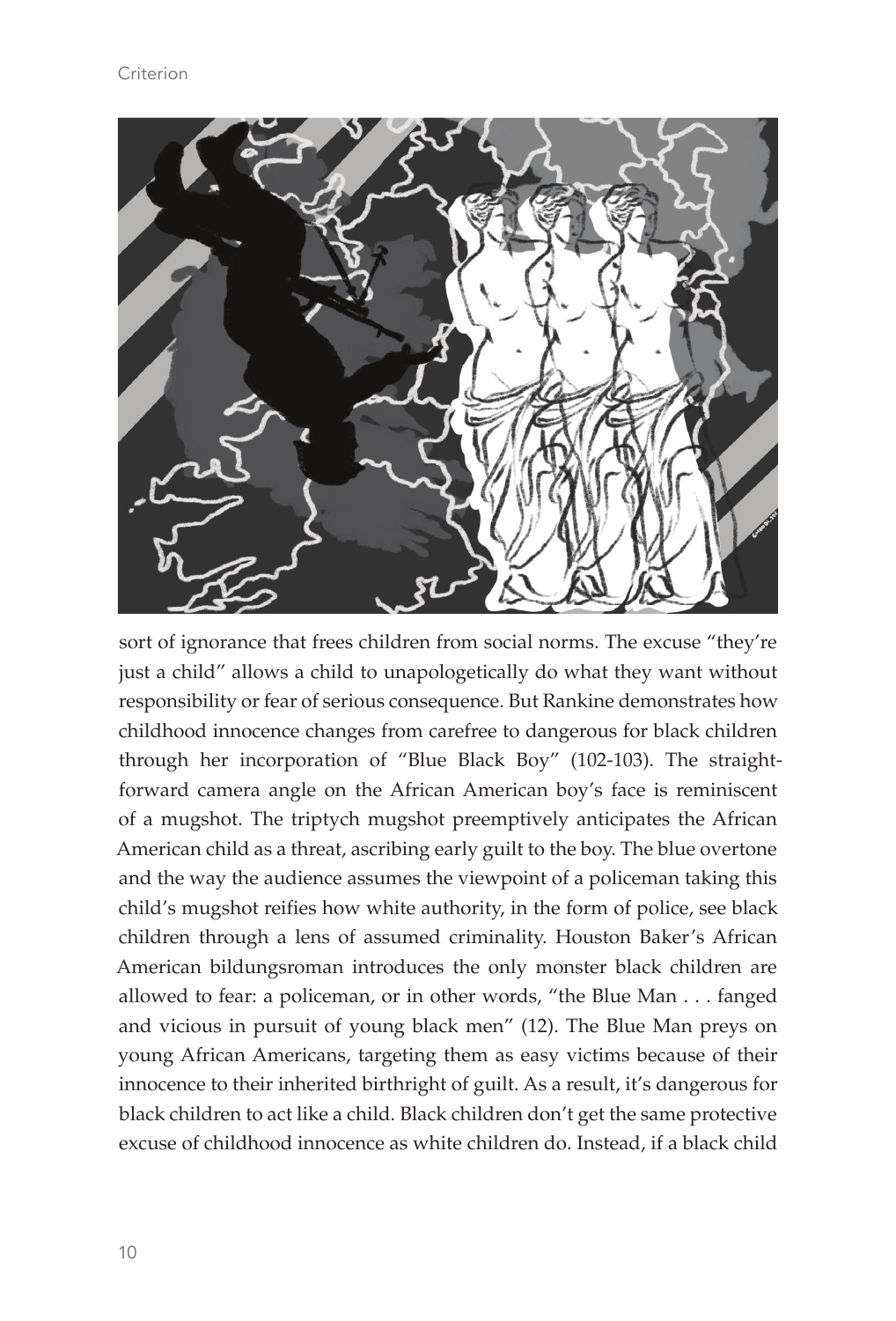sort of ignorance that frees children from social norms. The excuse "they're just a child" allows a child to unapologetically do what they want without responsibility or fear of serious consequence. But Rankine demonstrates how childhood innocence changes from carefree to dangerous for black children through her incorporation of "Blue Black Boy" (102-103). The straight-forward camera angle on the African American boy's face is reminiscent of a mugshot. The triptych mugshot preemptively anticipates the African American child as a threat, ascribing early guilt to the boy. The blue overtone and the way the audience assumes the viewpoint of a policeman taking this child's mugshot reifies how white authority, in the form of police, see black children through a lens of assumed criminality. Houston Baker's African American bildungsroman introduces the only monster black children are allowed to fear: a policeman, or in other words, "the Blue Man . . . fanged and vicious in pursuit of young black men" (12). The Blue Man preys on young African Americans, targeting them as easy victims because of their innocence to their inherited birthright of guilt. As a result, it's dangerous for black children to act like a child. Black children don't get the same protective excuse of childhood innocence as white children do. Instead, if a black child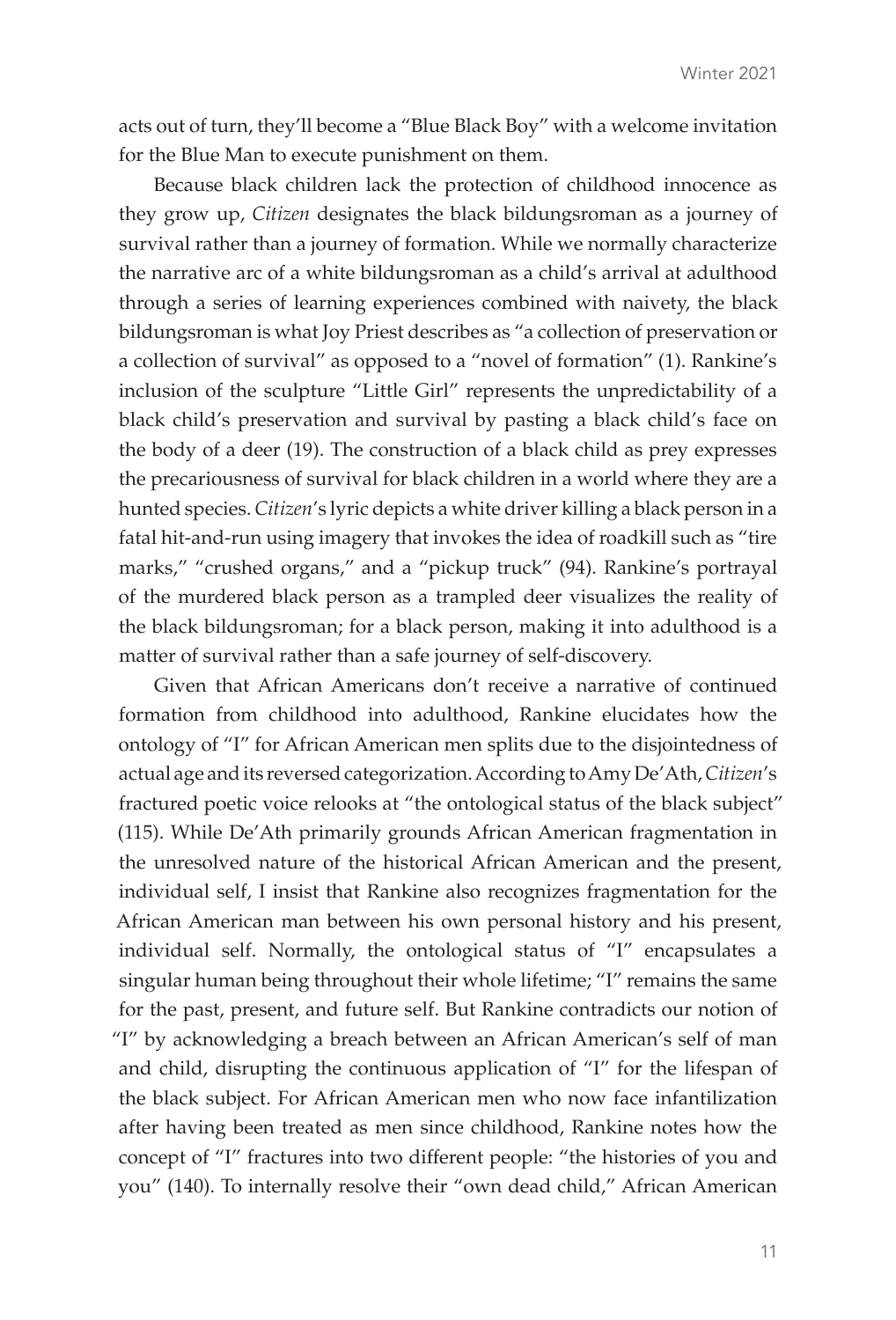acts out of turn, they'll become a "Blue Black Boy" with a welcome invitation for the Blue Man to execute punishment on them.

Because black children lack the protection of childhood innocence as they grow up, *Citizen* designates the black bildungsroman as a journey of survival rather than a journey of formation. While we normally characterize the narrative arc of a white bildungsroman as a child's arrival at adulthood through a series of learning experiences combined with naivety, the black bildungsroman is what Joy Priest describes as "a collection of preservation or a collection of survival" as opposed to a "novel of formation" (1). Rankine's inclusion of the sculpture "Little Girl" represents the unpredictability of a black child's preservation and survival by pasting a black child's face on the body of a deer (19). The construction of a black child as prey expresses the precariousness of survival for black children in a world where they are a hunted species. *Citizen*'s lyric depicts a white driver killing a black person in a fatal hit-and-run using imagery that invokes the idea of roadkill such as "tire marks," "crushed organs," and a "pickup truck" (94). Rankine's portrayal of the murdered black person as a trampled deer visualizes the reality of the black bildungsroman; for a black person, making it into adulthood is a matter of survival rather than a safe journey of self-discovery.

Given that African Americans don't receive a narrative of continued formation from childhood into adulthood, Rankine elucidates how the ontology of "I" for African American men splits due to the disjointedness of actual age and its reversed categorization. According to Amy De'Ath, *Citizen*'s fractured poetic voice relooks at "the ontological status of the black subject" (115). While De'Ath primarily grounds African American fragmentation in the unresolved nature of the historical African American and the present, individual self, I insist that Rankine also recognizes fragmentation for the African American man between his own personal history and his present, individual self. Normally, the ontological status of "I" encapsulates a singular human being throughout their whole lifetime; "I" remains the same for the past, present, and future self. But Rankine contradicts our notion of "I" by acknowledging a breach between an African American's self of man and child, disrupting the continuous application of "I" for the lifespan of the black subject. For African American men who now face infantilization after having been treated as men since childhood, Rankine notes how the concept of "I" fractures into two different people: "the histories of you and you" (140). To internally resolve their "own dead child," African American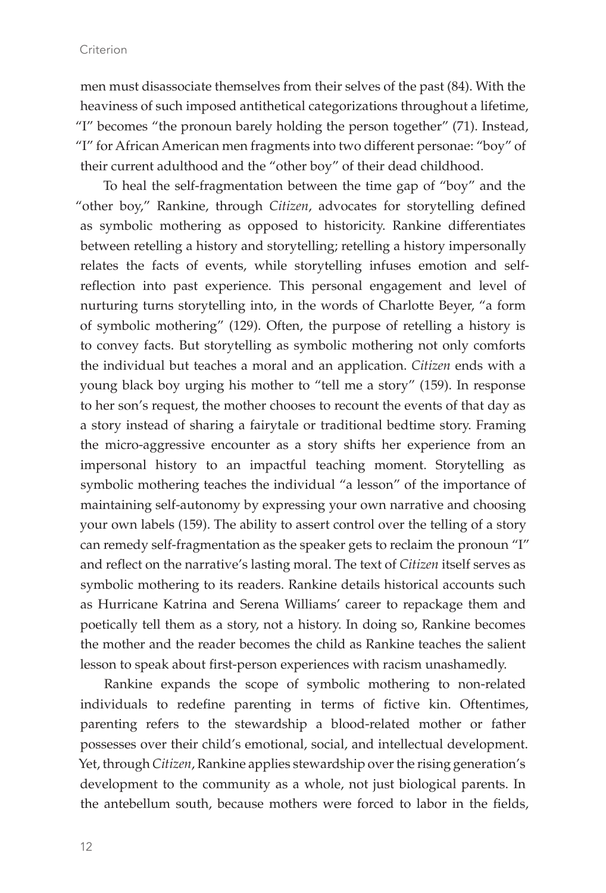men must disassociate themselves from their selves of the past (84). With the heaviness of such imposed antithetical categorizations throughout a lifetime, "I" becomes "the pronoun barely holding the person together" (71). Instead, "I" for African American men fragments into two different personae: "boy" of their current adulthood and the "other boy" of their dead childhood.

To heal the self-fragmentation between the time gap of "boy" and the "other boy," Rankine, through *Citizen*, advocates for storytelling defined as symbolic mothering as opposed to historicity. Rankine differentiates between retelling a history and storytelling; retelling a history impersonally relates the facts of events, while storytelling infuses emotion and self-reflection into past experience. This personal engagement and level of nurturing turns storytelling into, in the words of Charlotte Beyer, "a form of symbolic mothering" (129). Often, the purpose of retelling a history is to convey facts. But storytelling as symbolic mothering not only comforts the individual but teaches a moral and an application. *Citizen* ends with a young black boy urging his mother to "tell me a story" (159). In response to her son's request, the mother chooses to recount the events of that day as a story instead of sharing a fairytale or traditional bedtime story. Framing the micro-aggressive encounter as a story shifts her experience from an impersonal history to an impactful teaching moment. Storytelling as symbolic mothering teaches the individual "a lesson" of the importance of maintaining self-autonomy by expressing your own narrative and choosing your own labels (159). The ability to assert control over the telling of a story can remedy self-fragmentation as the speaker gets to reclaim the pronoun "I" and reflect on the narrative's lasting moral. The text of *Citizen* itself serves as symbolic mothering to its readers. Rankine details historical accounts such as Hurricane Katrina and Serena Williams' career to repackage them and poetically tell them as a story, not a history. In doing so, Rankine becomes the mother and the reader becomes the child as Rankine teaches the salient lesson to speak about first-person experiences with racism unashamedly.

Rankine expands the scope of symbolic mothering to non-related individuals to redefine parenting in terms of fictive kin. Oftentimes, parenting refers to the stewardship a blood-related mother or father possesses over their child's emotional, social, and intellectual development. Yet, through *Citizen*, Rankine applies stewardship over the rising generation's development to the community as a whole, not just biological parents. In the antebellum south, because mothers were forced to labor in the fields,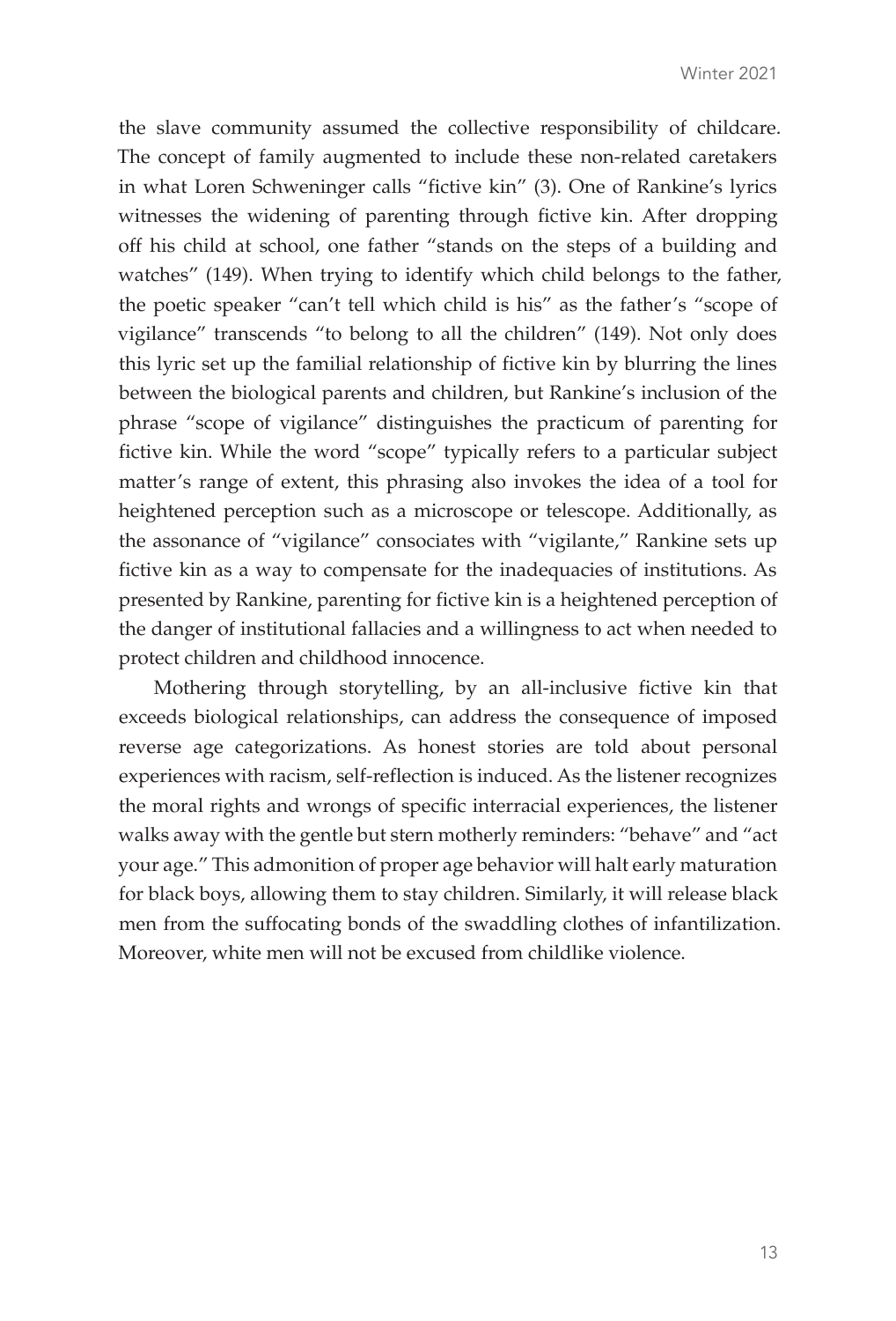the slave community assumed the collective responsibility of childcare. The concept of family augmented to include these non-related caretakers in what Loren Schweninger calls "fictive kin" (3). One of Rankine's lyrics witnesses the widening of parenting through fictive kin. After dropping off his child at school, one father "stands on the steps of a building and watches" (149). When trying to identify which child belongs to the father, the poetic speaker "can't tell which child is his" as the father's "scope of vigilance" transcends "to belong to all the children" (149). Not only does this lyric set up the familial relationship of fictive kin by blurring the lines between the biological parents and children, but Rankine's inclusion of the phrase "scope of vigilance" distinguishes the practicum of parenting for fictive kin. While the word "scope" typically refers to a particular subject matter's range of extent, this phrasing also invokes the idea of a tool for heightened perception such as a microscope or telescope. Additionally, as the assonance of "vigilance" consociates with "vigilante," Rankine sets up fictive kin as a way to compensate for the inadequacies of institutions. As presented by Rankine, parenting for fictive kin is a heightened perception of the danger of institutional fallacies and a willingness to act when needed to protect children and childhood innocence.

Mothering through storytelling, by an all-inclusive fictive kin that exceeds biological relationships, can address the consequence of imposed reverse age categorizations. As honest stories are told about personal experiences with racism, self-reflection is induced. As the listener recognizes the moral rights and wrongs of specific interracial experiences, the listener walks away with the gentle but stern motherly reminders: "behave" and "act your age." This admonition of proper age behavior will halt early maturation for black boys, allowing them to stay children. Similarly, it will release black men from the suffocating bonds of the swaddling clothes of infantilization. Moreover, white men will not be excused from childlike violence.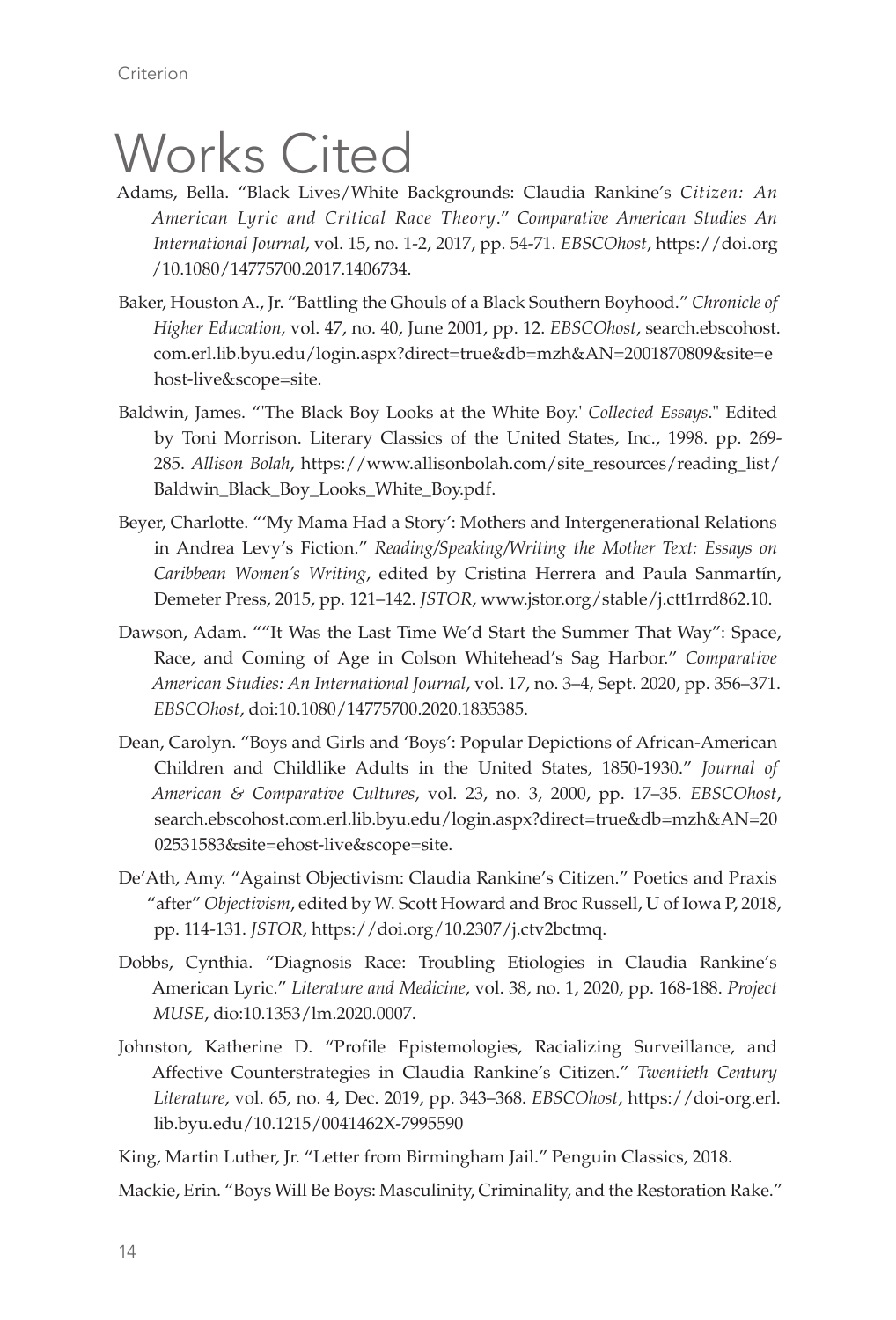# Works Cited

Adams, Bella. "Black Lives/White Backgrounds: Claudia Rankine's *Citizen: An American Lyric and Critical Race Theory*." *Comparative American Studies An International Journal*, vol. 15, no. 1-2, 2017, pp. 54-71. *EBSCOhost*, https://doi.org/10.1080/14775700.2017.1406734.

Baker, Houston A., Jr. "Battling the Ghouls of a Black Southern Boyhood." *Chronicle of Higher Education,* vol. 47, no. 40, June 2001, pp. 12. *EBSCOhost*, search.ebscohost.com.erl.lib.byu.edu/login.aspx?direct=true&db=mzh&AN=2001870809&site=ehost-live&scope=site.

Baldwin, James. "'The Black Boy Looks at the White Boy.' *Collected Essays*." Edited by Toni Morrison. Literary Classics of the United States, Inc., 1998. pp. 269-285. *Allison Bolah*, https://www.allisonbolah.com/site_resources/reading_list/Baldwin_Black_Boy_Looks_White_Boy.pdf.

Beyer, Charlotte. "'My Mama Had a Story': Mothers and Intergenerational Relations in Andrea Levy's Fiction." *Reading/Speaking/Writing the Mother Text: Essays on Caribbean Women's Writing*, edited by Cristina Herrera and Paula Sanmartín, Demeter Press, 2015, pp. 121–142. *JSTOR*, www.jstor.org/stable/j.ctt1rrd862.10.

Dawson, Adam. ""It Was the Last Time We'd Start the Summer That Way": Space, Race, and Coming of Age in Colson Whitehead's Sag Harbor." *Comparative American Studies: An International Journal*, vol. 17, no. 3–4, Sept. 2020, pp. 356–371. *EBSCOhost*, doi:10.1080/14775700.2020.1835385.

Dean, Carolyn. "Boys and Girls and 'Boys': Popular Depictions of African-American Children and Childlike Adults in the United States, 1850-1930." *Journal of American & Comparative Cultures*, vol. 23, no. 3, 2000, pp. 17–35. *EBSCOhost*, search.ebscohost.com.erl.lib.byu.edu/login.aspx?direct=true&db=mzh&AN=2002531583&site=ehost-live&scope=site.

De'Ath, Amy. "Against Objectivism: Claudia Rankine's Citizen." Poetics and Praxis "after" *Objectivism*, edited by W. Scott Howard and Broc Russell, U of Iowa P, 2018, pp. 114-131. *JSTOR*, https://doi.org/10.2307/j.ctv2bctmq.

Dobbs, Cynthia. "Diagnosis Race: Troubling Etiologies in Claudia Rankine's American Lyric." *Literature and Medicine*, vol. 38, no. 1, 2020, pp. 168-188. *Project MUSE*, dio:10.1353/lm.2020.0007.

Johnston, Katherine D. "Profile Epistemologies, Racializing Surveillance, and Affective Counterstrategies in Claudia Rankine's Citizen." *Twentieth Century Literature*, vol. 65, no. 4, Dec. 2019, pp. 343–368. *EBSCOhost*, https://doi-org.erl.lib.byu.edu/10.1215/0041462X-7995590

King, Martin Luther, Jr. "Letter from Birmingham Jail." Penguin Classics, 2018.

Mackie, Erin. "Boys Will Be Boys: Masculinity, Criminality, and the Restoration Rake."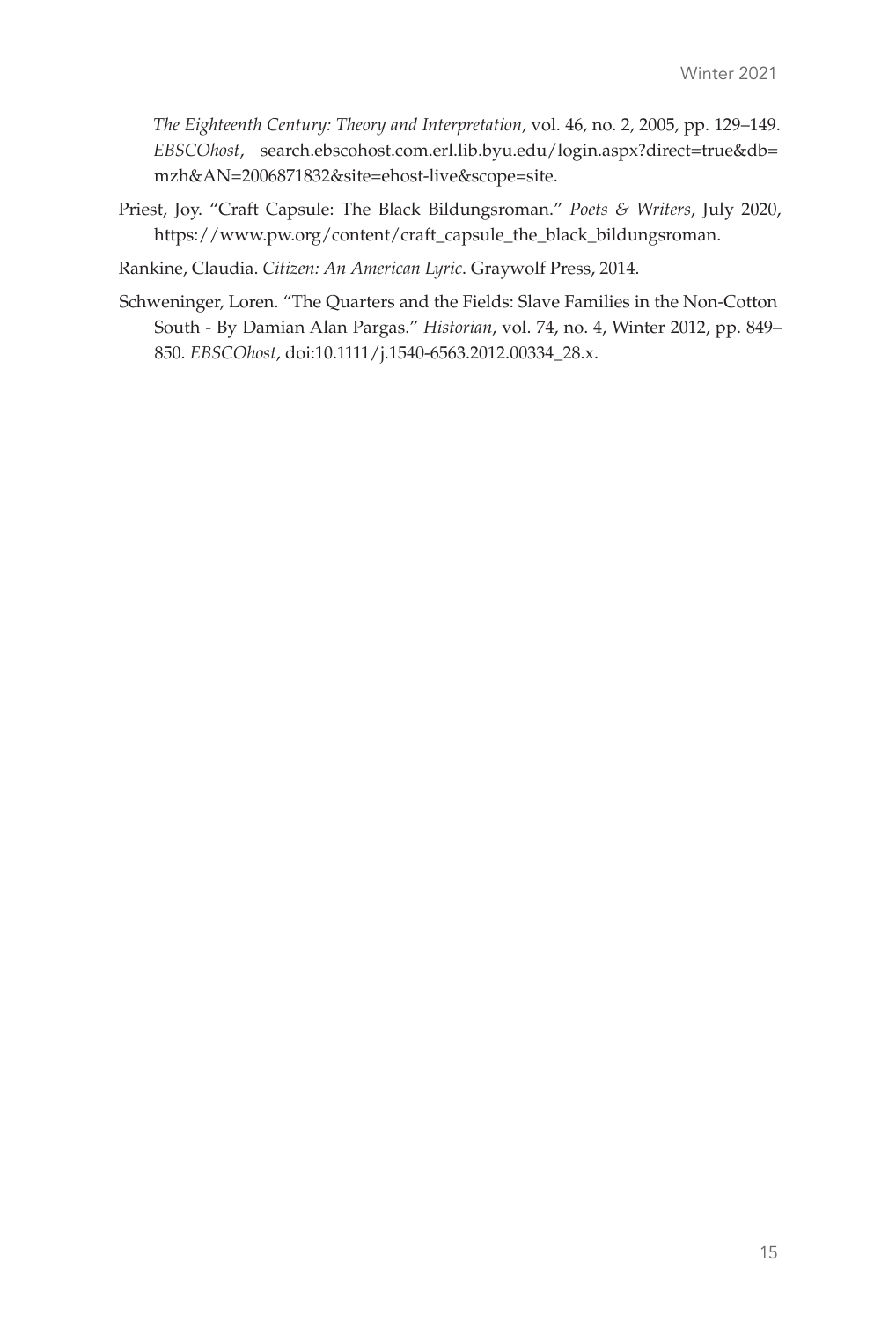*The Eighteenth Century: Theory and Interpretation*, vol. 46, no. 2, 2005, pp. 129–149. *EBSCOhost*, search.ebscohost.com.erl.lib.byu.edu/login.aspx?direct=true&db=mzh&AN=2006871832&site=ehost-live&scope=site.

Priest, Joy. "Craft Capsule: The Black Bildungsroman." *Poets & Writers*, July 2020, https://www.pw.org/content/craft_capsule_the_black_bildungsroman.

Rankine, Claudia. *Citizen: An American Lyric*. Graywolf Press, 2014.

Schweninger, Loren. "The Quarters and the Fields: Slave Families in the Non-Cotton South - By Damian Alan Pargas." *Historian*, vol. 74, no. 4, Winter 2012, pp. 849–850. *EBSCOhost*, doi:10.1111/j.1540-6563.2012.00334_28.x.